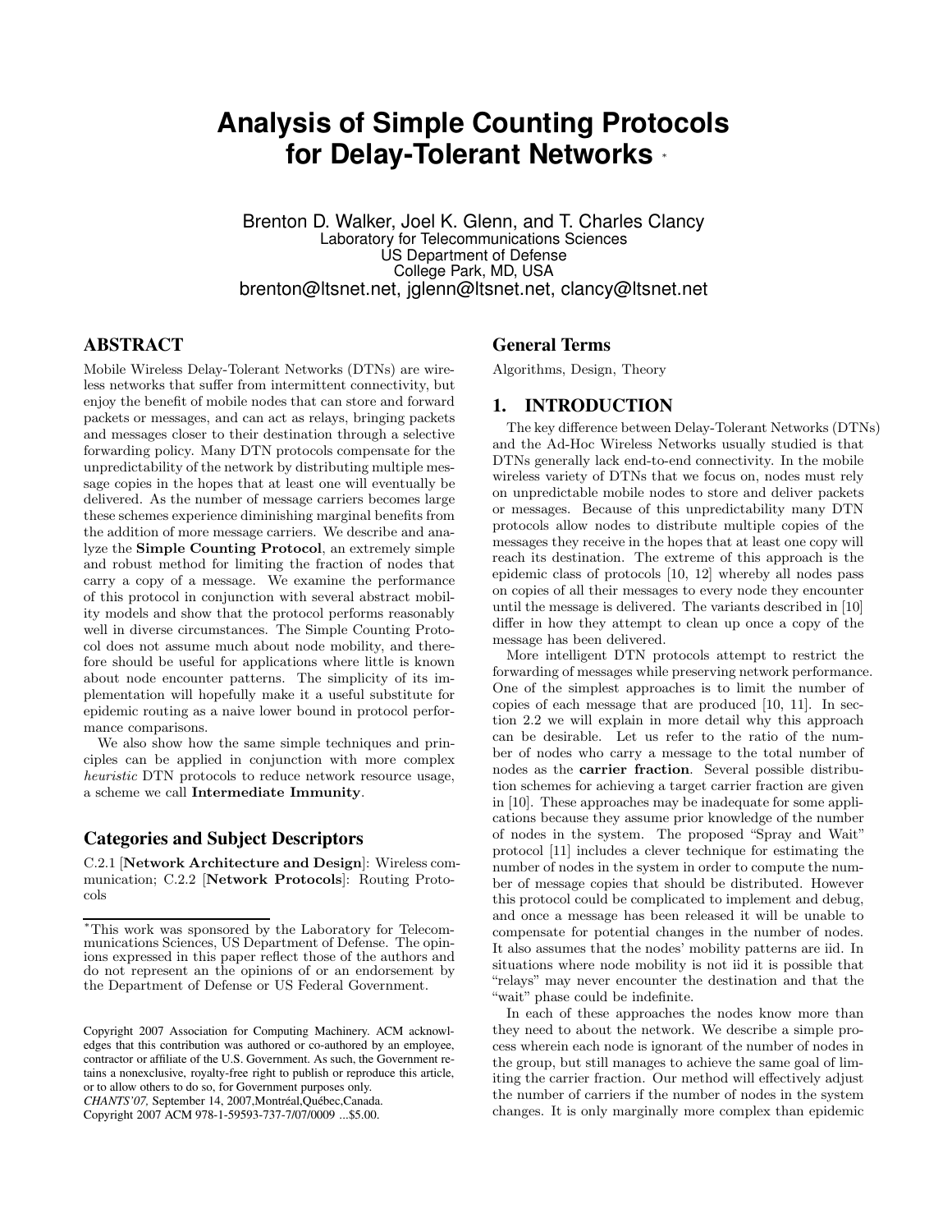# Analysis of Simple Counting Protocols for Delay-Tolerant Networks *

Brenton D. Walker, Joel K. Glenn, and T. Charles Clancy
Laboratory for Telecommunications Sciences
US Department of Defense
College Park, MD, USA
brenton@ltsnet.net, jglenn@ltsnet.net, clancy@ltsnet.net

## ABSTRACT

Mobile Wireless Delay-Tolerant Networks (DTNs) are wireless networks that suffer from intermittent connectivity, but enjoy the benefit of mobile nodes that can store and forward packets or messages, and can act as relays, bringing packets and messages closer to their destination through a selective forwarding policy. Many DTN protocols compensate for the unpredictability of the network by distributing multiple message copies in the hopes that at least one will eventually be delivered. As the number of message carriers becomes large these schemes experience diminishing marginal benefits from the addition of more message carriers. We describe and analyze the **Simple Counting Protocol**, an extremely simple and robust method for limiting the fraction of nodes that carry a copy of a message. We examine the performance of this protocol in conjunction with several abstract mobility models and show that the protocol performs reasonably well in diverse circumstances. The Simple Counting Protocol does not assume much about node mobility, and therefore should be useful for applications where little is known about node encounter patterns. The simplicity of its implementation will hopefully make it a useful substitute for epidemic routing as a naive lower bound in protocol performance comparisons.

We also show how the same simple techniques and principles can be applied in conjunction with more complex *heuristic* DTN protocols to reduce network resource usage, a scheme we call **Intermediate Immunity**.

### Categories and Subject Descriptors

C.2.1 [**Network Architecture and Design**]: Wireless communication; C.2.2 [**Network Protocols**]: Routing Protocols

*This work was sponsored by the Laboratory for Telecommunications Sciences, US Department of Defense. The opinions expressed in this paper reflect those of the authors and do not represent an the opinions of or an endorsement by the Department of Defense or US Federal Government.

Copyright 2007 Association for Computing Machinery. ACM acknowledges that this contribution was authored or co-authored by an employee, contractor or affiliate of the U.S. Government. As such, the Government retains a nonexclusive, royalty-free right to publish or reproduce this article, or to allow others to do so, for Government purposes only.
*CHANTS'07,* September 14, 2007,Montréal,Québec,Canada.
Copyright 2007 ACM 978-1-59593-737-7/07/0009 ...$5.00.

### General Terms

Algorithms, Design, Theory

## 1. INTRODUCTION

The key difference between Delay-Tolerant Networks (DTNs) and the Ad-Hoc Wireless Networks usually studied is that DTNs generally lack end-to-end connectivity. In the mobile wireless variety of DTNs that we focus on, nodes must rely on unpredictable mobile nodes to store and deliver packets or messages. Because of this unpredictability many DTN protocols allow nodes to distribute multiple copies of the messages they receive in the hopes that at least one copy will reach its destination. The extreme of this approach is the epidemic class of protocols [10, 12] whereby all nodes pass on copies of all their messages to every node they encounter until the message is delivered. The variants described in [10] differ in how they attempt to clean up once a copy of the message has been delivered.

More intelligent DTN protocols attempt to restrict the forwarding of messages while preserving network performance. One of the simplest approaches is to limit the number of copies of each message that are produced [10, 11]. In section 2.2 we will explain in more detail why this approach can be desirable. Let us refer to the ratio of the number of nodes who carry a message to the total number of nodes as the **carrier fraction**. Several possible distribution schemes for achieving a target carrier fraction are given in [10]. These approaches may be inadequate for some applications because they assume prior knowledge of the number of nodes in the system. The proposed "Spray and Wait" protocol [11] includes a clever technique for estimating the number of nodes in the system in order to compute the number of message copies that should be distributed. However this protocol could be complicated to implement and debug, and once a message has been released it will be unable to compensate for potential changes in the number of nodes. It also assumes that the nodes' mobility patterns are iid. In situations where node mobility is not iid it is possible that "relays" may never encounter the destination and that the "wait" phase could be indefinite.

In each of these approaches the nodes know more than they need to about the network. We describe a simple process wherein each node is ignorant of the number of nodes in the group, but still manages to achieve the same goal of limiting the carrier fraction. Our method will effectively adjust the number of carriers if the number of nodes in the system changes. It is only marginally more complex than epidemic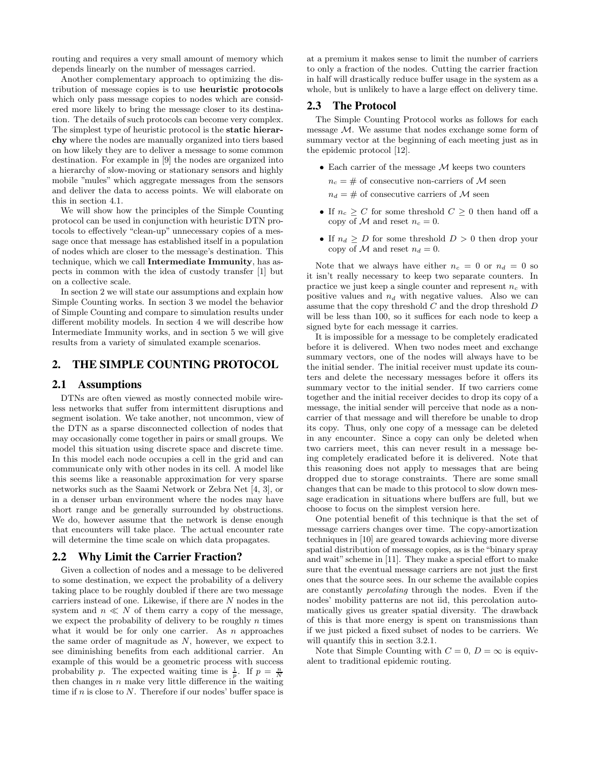routing and requires a very small amount of memory which depends linearly on the number of messages carried.

Another complementary approach to optimizing the distribution of message copies is to use **heuristic protocols** which only pass message copies to nodes which are considered more likely to bring the message closer to its destination. The details of such protocols can become very complex. The simplest type of heuristic protocol is the **static hierarchy** where the nodes are manually organized into tiers based on how likely they are to deliver a message to some common destination. For example in [9] the nodes are organized into a hierarchy of slow-moving or stationary sensors and highly mobile "mules" which aggregate messages from the sensors and deliver the data to access points. We will elaborate on this in section 4.1.

We will show how the principles of the Simple Counting protocol can be used in conjunction with heuristic DTN protocols to effectively "clean-up" unnecessary copies of a message once that message has established itself in a population of nodes which are closer to the message's destination. This technique, which we call **Intermediate Immunity**, has aspects in common with the idea of custody transfer [1] but on a collective scale.

In section 2 we will state our assumptions and explain how Simple Counting works. In section 3 we model the behavior of Simple Counting and compare to simulation results under different mobility models. In section 4 we will describe how Intermediate Immunity works, and in section 5 we will give results from a variety of simulated example scenarios.

## 2. THE SIMPLE COUNTING PROTOCOL

### 2.1 Assumptions

DTNs are often viewed as mostly connected mobile wireless networks that suffer from intermittent disruptions and segment isolation. We take another, not uncommon, view of the DTN as a sparse disconnected collection of nodes that may occasionally come together in pairs or small groups. We model this situation using discrete space and discrete time. In this model each node occupies a cell in the grid and can communicate only with other nodes in its cell. A model like this seems like a reasonable approximation for very sparse networks such as the Saami Network or Zebra Net [4, 3], or in a denser urban environment where the nodes may have short range and be generally surrounded by obstructions. We do, however assume that the network is dense enough that encounters will take place. The actual encounter rate will determine the time scale on which data propagates.

### 2.2 Why Limit the Carrier Fraction?

Given a collection of nodes and a message to be delivered to some destination, we expect the probability of a delivery taking place to be roughly doubled if there are two message carriers instead of one. Likewise, if there are $N$ nodes in the system and $n \ll N$ of them carry a copy of the message, we expect the probability of delivery to be roughly $n$ times what it would be for only one carrier. As $n$ approaches the same order of magnitude as $N$, however, we expect to see diminishing benefits from each additional carrier. An example of this would be a geometric process with success probability $p$. The expected waiting time is $\frac{1}{p}$. If $p = \frac{n}{N}$ then changes in $n$ make very little difference in the waiting time if $n$ is close to $N$. Therefore if our nodes' buffer space is at a premium it makes sense to limit the number of carriers to only a fraction of the nodes. Cutting the carrier fraction in half will drastically reduce buffer usage in the system as a whole, but is unlikely to have a large effect on delivery time.

### 2.3 The Protocol

The Simple Counting Protocol works as follows for each message $\mathcal{M}$. We assume that nodes exchange some form of summary vector at the beginning of each meeting just as in the epidemic protocol [12].

- Each carrier of the message $\mathcal{M}$ keeps two counters

  $n_c$ = # of consecutive non-carriers of $\mathcal{M}$ seen

  $n_d$ = # of consecutive carriers of $\mathcal{M}$ seen

- If $n_c \geq C$ for some threshold $C \geq 0$ then hand off a copy of $\mathcal{M}$ and reset $n_c = 0$.
- If $n_d \geq D$ for some threshold $D > 0$ then drop your copy of $\mathcal{M}$ and reset $n_d = 0$.

Note that we always have either $n_c = 0$ or $n_d = 0$ so it isn't really necessary to keep two separate counters. In practice we just keep a single counter and represent $n_c$ with positive values and $n_d$ with negative values. Also we can assume that the copy threshold $C$ and the drop threshold $D$ will be less than 100, so it suffices for each node to keep a signed byte for each message it carries.

It is impossible for a message to be completely eradicated before it is delivered. When two nodes meet and exchange summary vectors, one of the nodes will always have to be the initial sender. The initial receiver must update its counters and delete the necessary messages before it offers its summary vector to the initial sender. If two carriers come together and the initial receiver decides to drop its copy of a message, the initial sender will perceive that node as a non-carrier of that message and will therefore be unable to drop its copy. Thus, only one copy of a message can be deleted in any encounter. Since a copy can only be deleted when two carriers meet, this can never result in a message being completely eradicated before it is delivered. Note that this reasoning does not apply to messages that are being dropped due to storage constraints. There are some small changes that can be made to this protocol to slow down message eradication in situations where buffers are full, but we choose to focus on the simplest version here.

One potential benefit of this technique is that the set of message carriers changes over time. The copy-amortization techniques in [10] are geared towards achieving more diverse spatial distribution of message copies, as is the "binary spray and wait" scheme in [11]. They make a special effort to make sure that the eventual message carriers are not just the first ones that the source sees. In our scheme the available copies are constantly *percolating* through the nodes. Even if the nodes' mobility patterns are not iid, this percolation automatically gives us greater spatial diversity. The drawback of this is that more energy is spent on transmissions than if we just picked a fixed subset of nodes to be carriers. We will quantify this in section 3.2.1.

Note that Simple Counting with $C = 0$, $D = \infty$ is equivalent to traditional epidemic routing.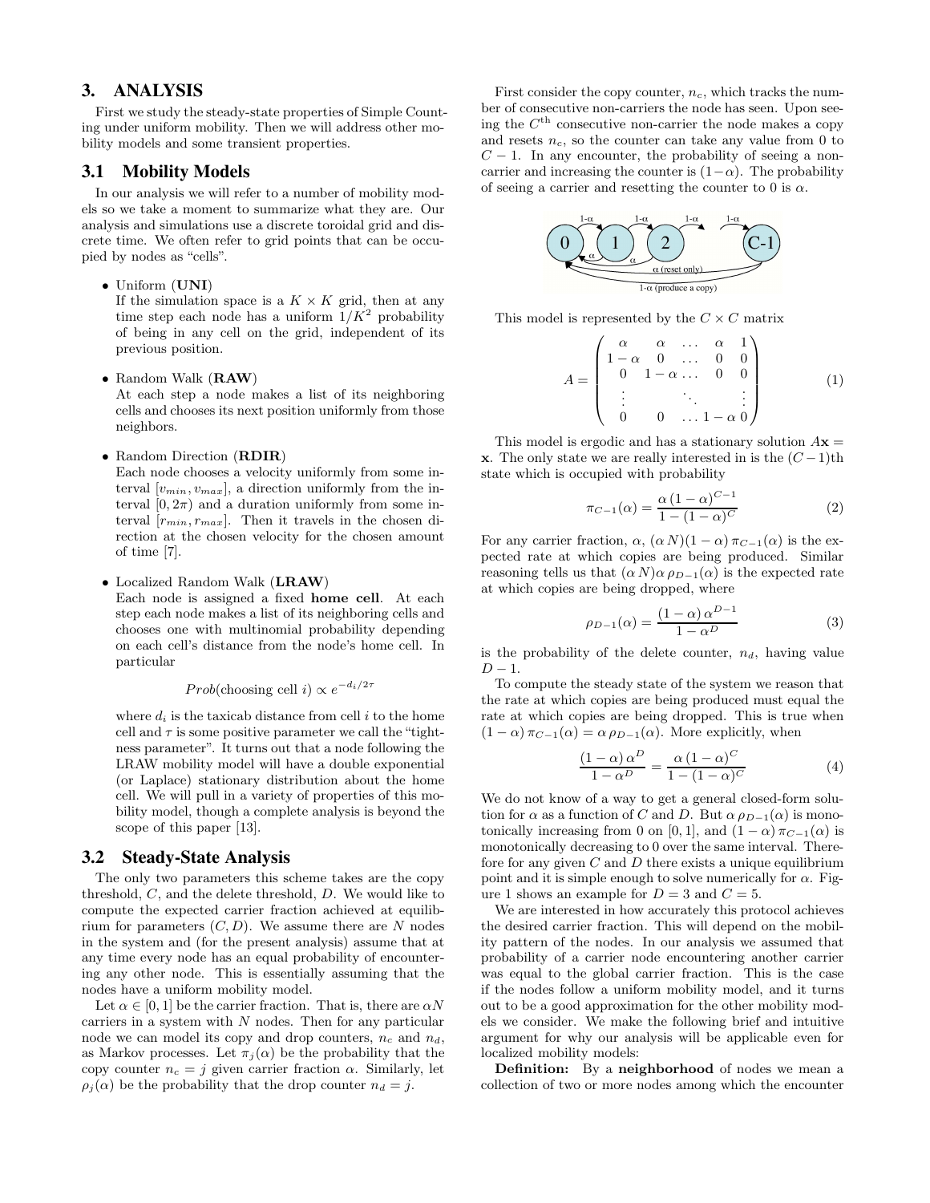## 3. ANALYSIS

First we study the steady-state properties of Simple Counting under uniform mobility. Then we will address other mobility models and some transient properties.

### 3.1 Mobility Models

In our analysis we will refer to a number of mobility models so we take a moment to summarize what they are. Our analysis and simulations use a discrete toroidal grid and discrete time. We often refer to grid points that can be occupied by nodes as "cells".

- Uniform (**UNI**)
  If the simulation space is a $K \times K$ grid, then at any time step each node has a uniform $1/K^2$ probability of being in any cell on the grid, independent of its previous position.

- Random Walk (**RAW**)
  At each step a node makes a list of its neighboring cells and chooses its next position uniformly from those neighbors.

- Random Direction (**RDIR**)
  Each node chooses a velocity uniformly from some interval $[v_{min}, v_{max}]$, a direction uniformly from the interval $[0, 2\pi)$ and a duration uniformly from some interval $[r_{min}, r_{max}]$. Then it travels in the chosen direction at the chosen velocity for the chosen amount of time [7].

- Localized Random Walk (**LRAW**)
  Each node is assigned a fixed **home cell**. At each step each node makes a list of its neighboring cells and chooses one with multinomial probability depending on each cell's distance from the node's home cell. In particular

  $$Prob(\text{choosing cell } i) \propto e^{-d_i/2\tau}$$

  where $d_i$ is the taxicab distance from cell $i$ to the home cell and $\tau$ is some positive parameter we call the "tightness parameter". It turns out that a node following the LRAW mobility model will have a double exponential (or Laplace) stationary distribution about the home cell. We will pull in a variety of properties of this mobility model, though a complete analysis is beyond the scope of this paper [13].

### 3.2 Steady-State Analysis

The only two parameters this scheme takes are the copy threshold, $C$, and the delete threshold, $D$. We would like to compute the expected carrier fraction achieved at equilibrium for parameters $(C, D)$. We assume there are $N$ nodes in the system and (for the present analysis) assume that at any time every node has an equal probability of encountering any other node. This is essentially assuming that the nodes have a uniform mobility model.

Let $\alpha \in [0, 1]$ be the carrier fraction. That is, there are $\alpha N$ carriers in a system with $N$ nodes. Then for any particular node we can model its copy and drop counters, $n_c$ and $n_d$, as Markov processes. Let $\pi_j(\alpha)$ be the probability that the copy counter $n_c = j$ given carrier fraction $\alpha$. Similarly, let $\rho_j(\alpha)$ be the probability that the drop counter $n_d = j$.

First consider the copy counter, $n_c$, which tracks the number of consecutive non-carriers the node has seen. Upon seeing the $C^{\text{th}}$ consecutive non-carrier the node makes a copy and resets $n_c$, so the counter can take any value from 0 to $C-1$. In any encounter, the probability of seeing a non-carrier and increasing the counter is $(1-\alpha)$. The probability of seeing a carrier and resetting the counter to 0 is $\alpha$.

This model is represented by the $C \times C$ matrix

$$A = \begin{pmatrix} \alpha & \alpha & \dots & \alpha & 1 \\ 1-\alpha & 0 & \dots & 0 & 0 \\ 0 & 1-\alpha & \dots & 0 & 0 \\ \vdots & & \ddots & & \vdots \\ 0 & 0 & \dots & 1-\alpha & 0 \end{pmatrix} \tag{1}$$

This model is ergodic and has a stationary solution $A\mathbf{x} = \mathbf{x}$. The only state we are really interested in is the $(C-1)$th state which is occupied with probability

$$\pi_{C-1}(\alpha) = \frac{\alpha\,(1-\alpha)^{C-1}}{1-(1-\alpha)^C} \tag{2}$$

For any carrier fraction, $\alpha$, $(\alpha\,N)(1-\alpha)\,\pi_{C-1}(\alpha)$ is the expected rate at which copies are being produced. Similar reasoning tells us that $(\alpha\,N)\alpha\,\rho_{D-1}(\alpha)$ is the expected rate at which copies are being dropped, where

$$\rho_{D-1}(\alpha) = \frac{(1-\alpha)\,\alpha^{D-1}}{1-\alpha^D} \tag{3}$$

is the probability of the delete counter, $n_d$, having value $D-1$.

To compute the steady state of the system we reason that the rate at which copies are being produced must equal the rate at which copies are being dropped. This is true when $(1-\alpha)\,\pi_{C-1}(\alpha) = \alpha\,\rho_{D-1}(\alpha)$. More explicitly, when

$$\frac{(1-\alpha)\,\alpha^D}{1-\alpha^D} = \frac{\alpha\,(1-\alpha)^C}{1-(1-\alpha)^C} \tag{4}$$

We do not know of a way to get a general closed-form solution for $\alpha$ as a function of $C$ and $D$. But $\alpha\,\rho_{D-1}(\alpha)$ is monotonically increasing from 0 on $[0, 1]$, and $(1-\alpha)\,\pi_{C-1}(\alpha)$ is monotonically decreasing to 0 over the same interval. Therefore for any given $C$ and $D$ there exists a unique equilibrium point and it is simple enough to solve numerically for $\alpha$. Figure 1 shows an example for $D = 3$ and $C = 5$.

We are interested in how accurately this protocol achieves the desired carrier fraction. This will depend on the mobility pattern of the nodes. In our analysis we assumed that probability of a carrier node encountering another carrier was equal to the global carrier fraction. This is the case if the nodes follow a uniform mobility model, and it turns out to be a good approximation for the other mobility models we consider. We make the following brief and intuitive argument for why our analysis will be applicable even for localized mobility models:

**Definition:** By a **neighborhood** of nodes we mean a collection of two or more nodes among which the encounter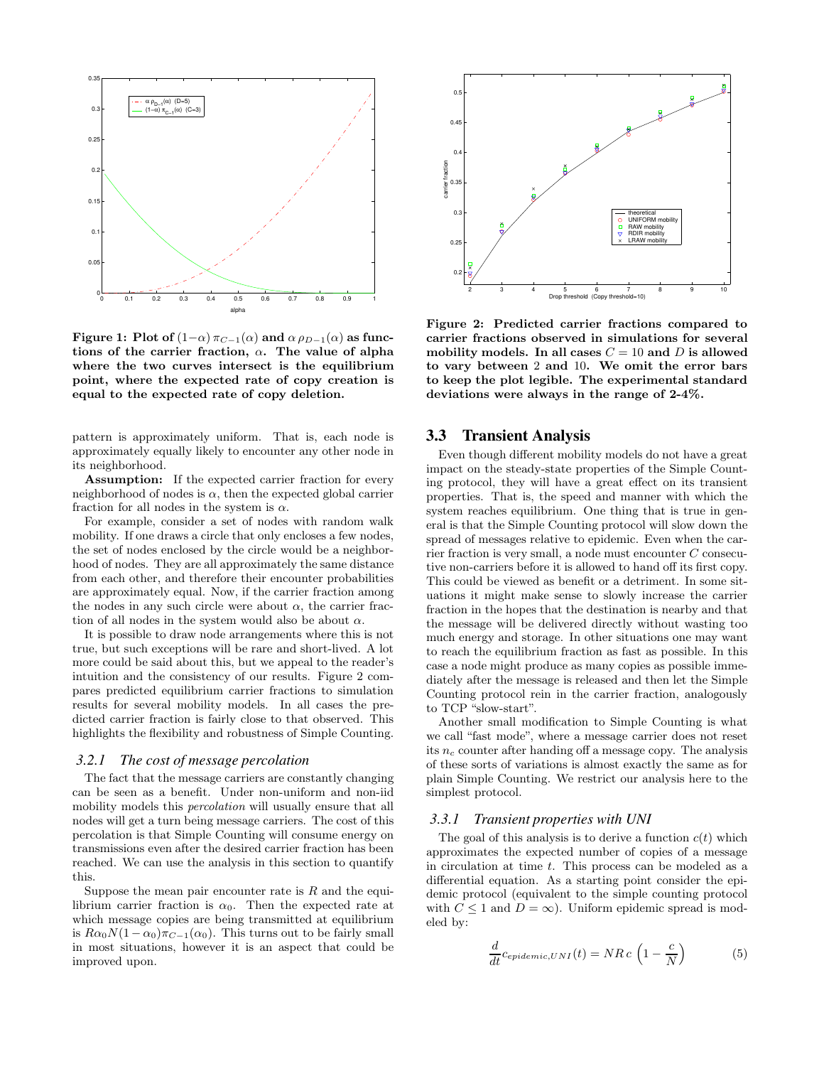**Figure 1: Plot of $(1-\alpha)\,\pi_{C-1}(\alpha)$ and $\alpha\,\rho_{D-1}(\alpha)$ as functions of the carrier fraction, $\alpha$. The value of alpha where the two curves intersect is the equilibrium point, where the expected rate of copy creation is equal to the expected rate of copy deletion.**

pattern is approximately uniform. That is, each node is approximately equally likely to encounter any other node in its neighborhood.

**Assumption:** If the expected carrier fraction for every neighborhood of nodes is $\alpha$, then the expected global carrier fraction for all nodes in the system is $\alpha$.

For example, consider a set of nodes with random walk mobility. If one draws a circle that only encloses a few nodes, the set of nodes enclosed by the circle would be a neighborhood of nodes. They are all approximately the same distance from each other, and therefore their encounter probabilities are approximately equal. Now, if the carrier fraction among the nodes in any such circle were about $\alpha$, the carrier fraction of all nodes in the system would also be about $\alpha$.

It is possible to draw node arrangements where this is not true, but such exceptions will be rare and short-lived. A lot more could be said about this, but we appeal to the reader's intuition and the consistency of our results. Figure 2 compares predicted equilibrium carrier fractions to simulation results for several mobility models. In all cases the predicted carrier fraction is fairly close to that observed. This highlights the flexibility and robustness of Simple Counting.

#### 3.2.1 The cost of message percolation

The fact that the message carriers are constantly changing can be seen as a benefit. Under non-uniform and non-iid mobility models this *percolation* will usually ensure that all nodes will get a turn being message carriers. The cost of this percolation is that Simple Counting will consume energy on transmissions even after the desired carrier fraction has been reached. We can use the analysis in this section to quantify this.

Suppose the mean pair encounter rate is $R$ and the equilibrium carrier fraction is $\alpha_0$. Then the expected rate at which message copies are being transmitted at equilibrium is $R\alpha_0 N(1-\alpha_0)\pi_{C-1}(\alpha_0)$. This turns out to be fairly small in most situations, however it is an aspect that could be improved upon.

**Figure 2: Predicted carrier fractions compared to carrier fractions observed in simulations for several mobility models. In all cases $C = 10$ and $D$ is allowed to vary between 2 and 10. We omit the error bars to keep the plot legible. The experimental standard deviations were always in the range of 2-4%.**

### 3.3 Transient Analysis

Even though different mobility models do not have a great impact on the steady-state properties of the Simple Counting protocol, they will have a great effect on its transient properties. That is, the speed and manner with which the system reaches equilibrium. One thing that is true in general is that the Simple Counting protocol will slow down the spread of messages relative to epidemic. Even when the carrier fraction is very small, a node must encounter $C$ consecutive non-carriers before it is allowed to hand off its first copy. This could be viewed as benefit or a detriment. In some situations it might make sense to slowly increase the carrier fraction in the hopes that the destination is nearby and that the message will be delivered directly without wasting too much energy and storage. In other situations one may want to reach the equilibrium fraction as fast as possible. In this case a node might produce as many copies as possible immediately after the message is released and then let the Simple Counting protocol rein in the carrier fraction, analogously to TCP "slow-start".

Another small modification to Simple Counting is what we call "fast mode", where a message carrier does not reset its $n_c$ counter after handing off a message copy. The analysis of these sorts of variations is almost exactly the same as for plain Simple Counting. We restrict our analysis here to the simplest protocol.

#### 3.3.1 Transient properties with UNI

The goal of this analysis is to derive a function $c(t)$ which approximates the expected number of copies of a message in circulation at time $t$. This process can be modeled as a differential equation. As a starting point consider the epidemic protocol (equivalent to the simple counting protocol with $C \leq 1$ and $D = \infty$). Uniform epidemic spread is modeled by:

$$\frac{d}{dt}c_{epidemic,UNI}(t) = NR\,c\,\left(1 - \frac{c}{N}\right) \tag{5}$$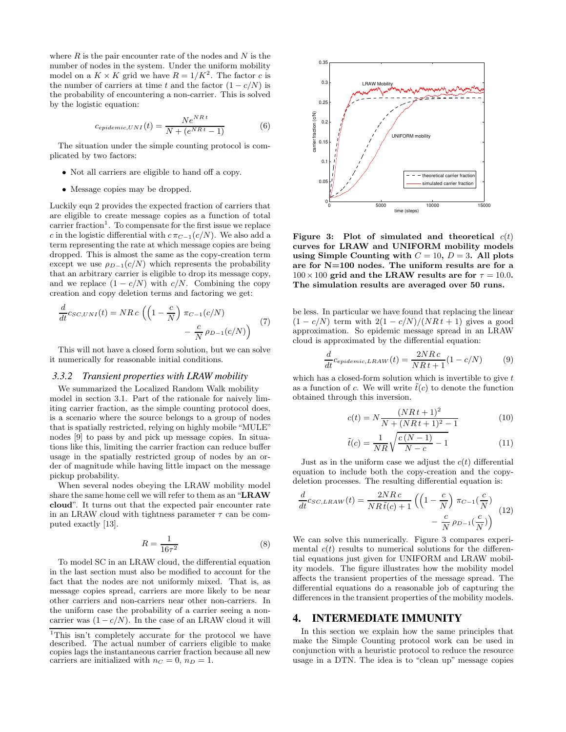where $R$ is the pair encounter rate of the nodes and $N$ is the number of nodes in the system. Under the uniform mobility model on a $K \times K$ grid we have $R = 1/K^2$. The factor $c$ is the number of carriers at time $t$ and the factor $(1 - c/N)$ is the probability of encountering a non-carrier. This is solved by the logistic equation:

$$c_{epidemic,UNI}(t) = \frac{Ne^{NRt}}{N + (e^{NRt} - 1)} \tag{6}$$

The situation under the simple counting protocol is complicated by two factors:

- Not all carriers are eligible to hand off a copy.
- Message copies may be dropped.

Luckily eqn 2 provides the expected fraction of carriers that are eligible to create message copies as a function of total carrier fraction[1]. To compensate for the first issue we replace $c$ in the logistic differential with $c\,\pi_{C-1}(c/N)$. We also add a term representing the rate at which message copies are being dropped. This is almost the same as the copy-creation term except we use $\rho_{D-1}(c/N)$ which represents the probability that an arbitrary carrier is eligible to drop its message copy, and we replace $(1 - c/N)$ with $c/N$. Combining the copy creation and copy deletion terms and factoring we get:

$$\frac{d}{dt}c_{SC,UNI}(t) = NR\,c\,\Big(\Big(1 - \frac{c}{N}\Big)\,\pi_{C-1}(c/N) - \frac{c}{N}\,\rho_{D-1}(c/N)\Big) \tag{7}$$

This will not have a closed form solution, but we can solve it numerically for reasonable initial conditions.

### 3.3.2 Transient properties with LRAW mobility

We summarized the Localized Random Walk mobility model in section 3.1. Part of the rationale for naively limiting carrier fraction, as the simple counting protocol does, is a scenario where the source belongs to a group of nodes that is spatially restricted, relying on highly mobile "MULE" nodes [9] to pass by and pick up message copies. In situations like this, limiting the carrier fraction can reduce buffer usage in the spatially restricted group of nodes by an order of magnitude while having little impact on the message pickup probability.

When several nodes obeying the LRAW mobility model share the same home cell we will refer to them as an "**LRAW cloud**". It turns out that the expected pair encounter rate in an LRAW cloud with tightness parameter $\tau$ can be computed exactly [13].

$$R = \frac{1}{16\tau^2} \tag{8}$$

To model SC in an LRAW cloud, the differential equation in the last section must also be modified to account for the fact that the nodes are not uniformly mixed. That is, as message copies spread, carriers are more likely to be near other carriers and non-carriers near other non-carriers. In the uniform case the probability of a carrier seeing a non-carrier was $(1 - c/N)$. In the case of an LRAW cloud it will be less. In particular we have found that replacing the linear $(1 - c/N)$ term with $2(1 - c/N)/(NRt + 1)$ gives a good approximation. So epidemic message spread in an LRAW cloud is approximated by the differential equation:

$$\frac{d}{dt}c_{epidemic,LRAW}(t) = \frac{2NR\,c}{NRt + 1}(1 - c/N) \tag{9}$$

which has a closed-form solution which is invertible to give $t$ as a function of $c$. We will write $\tilde{t}(c)$ to denote the function obtained through this inversion.

$$c(t) = N\frac{(NRt + 1)^2}{N + (NRt + 1)^2 - 1} \tag{10}$$

$$\tilde{t}(c) = \frac{1}{NR}\sqrt{\frac{c\,(N-1)}{N-c} - 1} \tag{11}$$

Just as in the uniform case we adjust the $c(t)$ differential equation to include both the copy-creation and the copy-deletion processes. The resulting differential equation is:

$$\frac{d}{dt}c_{SC,LRAW}(t) = \frac{2NR\,c}{NR\,\tilde{t}(c) + 1}\,\Big(\Big(1 - \frac{c}{N}\Big)\,\pi_{C-1}(\frac{c}{N}) - \frac{c}{N}\,\rho_{D-1}(\frac{c}{N})\Big) \tag{12}$$

We can solve this numerically. Figure 3 compares experimental $c(t)$ results to numerical solutions for the differential equations just given for UNIFORM and LRAW mobility models. The figure illustrates how the mobility model affects the transient properties of the message spread. The differential equations do a reasonable job of capturing the differences in the transient properties of the mobility models.

**Figure 3: Plot of simulated and theoretical $c(t)$ curves for LRAW and UNIFORM mobility models using Simple Counting with $C = 10$, $D = 3$. All plots are for N=100 nodes. The uniform results are for a $100 \times 100$ grid and the LRAW results are for $\tau = 10.0$. The simulation results are averaged over 50 runs.**

## 4. INTERMEDIATE IMMUNITY

In this section we explain how the same principles that make the Simple Counting protocol work can be used in conjunction with a heuristic protocol to reduce the resource usage in a DTN. The idea is to "clean up" message copies

[1] This isn't completely accurate for the protocol we have described. The actual number of carriers eligible to make copies lags the instantaneous carrier fraction because all new carriers are initialized with $n_C = 0$, $n_D = 1$.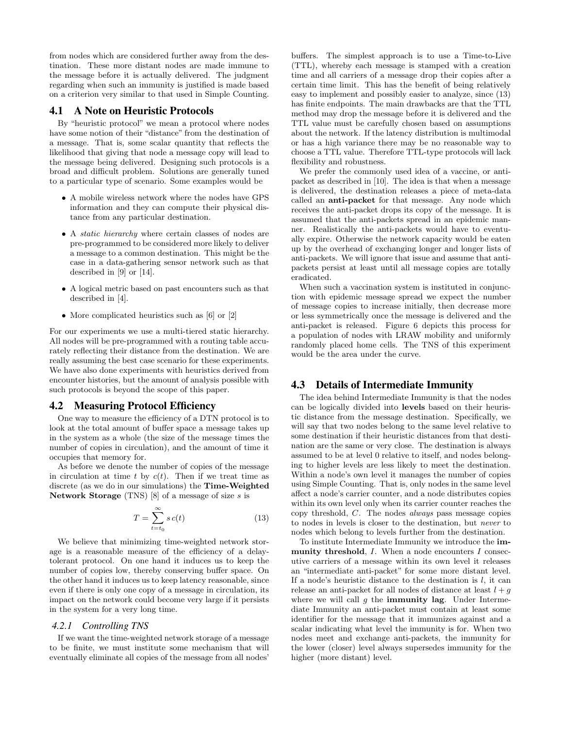from nodes which are considered further away from the destination. These more distant nodes are made immune to the message before it is actually delivered. The judgment regarding when such an immunity is justified is made based on a criterion very similar to that used in Simple Counting.

## 4.1 A Note on Heuristic Protocols

By "heuristic protocol" we mean a protocol where nodes have some notion of their "distance" from the destination of a message. That is, some scalar quantity that reflects the likelihood that giving that node a message copy will lead to the message being delivered. Designing such protocols is a broad and difficult problem. Solutions are generally tuned to a particular type of scenario. Some examples would be

- A mobile wireless network where the nodes have GPS information and they can compute their physical distance from any particular destination.
- A *static hierarchy* where certain classes of nodes are pre-programmed to be considered more likely to deliver a message to a common destination. This might be the case in a data-gathering sensor network such as that described in [9] or [14].
- A logical metric based on past encounters such as that described in [4].
- More complicated heuristics such as [6] or [2]

For our experiments we use a multi-tiered static hierarchy. All nodes will be pre-programmed with a routing table accurately reflecting their distance from the destination. We are really assuming the best case scenario for these experiments. We have also done experiments with heuristics derived from encounter histories, but the amount of analysis possible with such protocols is beyond the scope of this paper.

## 4.2 Measuring Protocol Efficiency

One way to measure the efficiency of a DTN protocol is to look at the total amount of buffer space a message takes up in the system as a whole (the size of the message times the number of copies in circulation), and the amount of time it occupies that memory for.

As before we denote the number of copies of the message in circulation at time $t$ by $c(t)$. Then if we treat time as discrete (as we do in our simulations) the **Time-Weighted Network Storage** (TNS) [8] of a message of size $s$ is

$$T = \sum_{t=t_0}^{\infty} s\, c(t) \tag{13}$$

We believe that minimizing time-weighted network storage is a reasonable measure of the efficiency of a delay-tolerant protocol. On one hand it induces us to keep the number of copies low, thereby conserving buffer space. On the other hand it induces us to keep latency reasonable, since even if there is only one copy of a message in circulation, its impact on the network could become very large if it persists in the system for a very long time.

### 4.2.1 Controlling TNS

If we want the time-weighted network storage of a message to be finite, we must institute some mechanism that will eventually eliminate all copies of the message from all nodes' buffers. The simplest approach is to use a Time-to-Live (TTL), whereby each message is stamped with a creation time and all carriers of a message drop their copies after a certain time limit. This has the benefit of being relatively easy to implement and possibly easier to analyze, since (13) has finite endpoints. The main drawbacks are that the TTL method may drop the message before it is delivered and the TTL value must be carefully chosen based on assumptions about the network. If the latency distribution is multimodal or has a high variance there may be no reasonable way to choose a TTL value. Therefore TTL-type protocols will lack flexibility and robustness.

We prefer the commonly used idea of a vaccine, or anti-packet as described in [10]. The idea is that when a message is delivered, the destination releases a piece of meta-data called an **anti-packet** for that message. Any node which receives the anti-packet drops its copy of the message. It is assumed that the anti-packets spread in an epidemic manner. Realistically the anti-packets would have to eventually expire. Otherwise the network capacity would be eaten up by the overhead of exchanging longer and longer lists of anti-packets. We will ignore that issue and assume that anti-packets persist at least until all message copies are totally eradicated.

When such a vaccination system is instituted in conjunction with epidemic message spread we expect the number of message copies to increase initially, then decrease more or less symmetrically once the message is delivered and the anti-packet is released. Figure 6 depicts this process for a population of nodes with LRAW mobility and uniformly randomly placed home cells. The TNS of this experiment would be the area under the curve.

## 4.3 Details of Intermediate Immunity

The idea behind Intermediate Immunity is that the nodes can be logically divided into **levels** based on their heuristic distance from the message destination. Specifically, we will say that two nodes belong to the same level relative to some destination if their heuristic distances from that destination are the same or very close. The destination is always assumed to be at level 0 relative to itself, and nodes belonging to higher levels are less likely to meet the destination. Within a node's own level it manages the number of copies using Simple Counting. That is, only nodes in the same level affect a node's carrier counter, and a node distributes copies within its own level only when its carrier counter reaches the copy threshold, $C$. The nodes *always* pass message copies to nodes in levels is closer to the destination, but *never* to nodes which belong to levels further from the destination.

To institute Intermediate Immunity we introduce the **immunity threshold**, $I$. When a node encounters $I$ consecutive carriers of a message within its own level it releases an "intermediate anti-packet" for some more distant level. If a node's heuristic distance to the destination is $l$, it can release an anti-packet for all nodes of distance at least $l + g$ where we will call $g$ the **immunity lag**. Under Intermediate Immunity an anti-packet must contain at least some identifier for the message that it immunizes against and a scalar indicating what level the immunity is for. When two nodes meet and exchange anti-packets, the immunity for the lower (closer) level always supersedes immunity for the higher (more distant) level.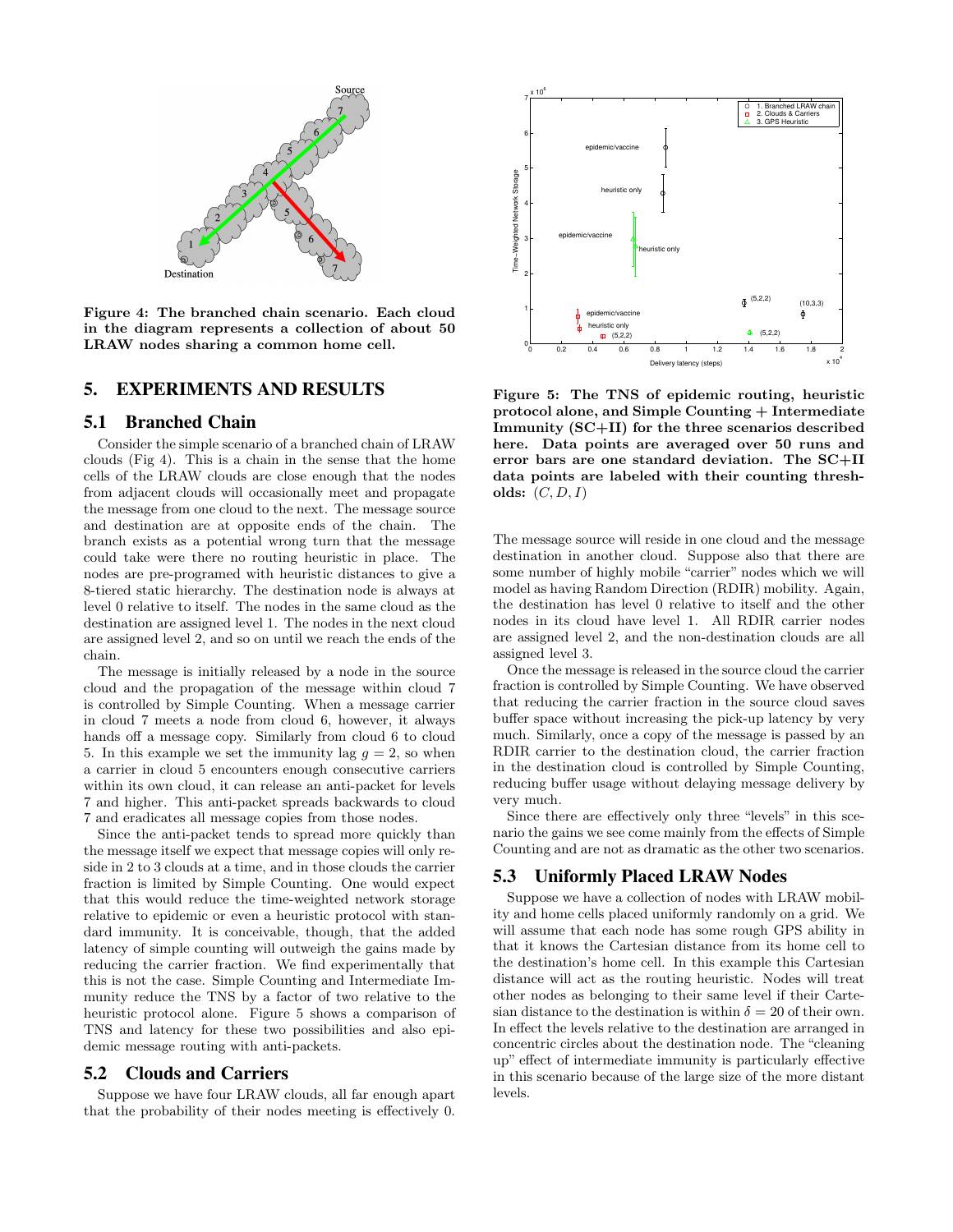Figure 4: The branched chain scenario. Each cloud in the diagram represents a collection of about 50 LRAW nodes sharing a common home cell.

## 5. EXPERIMENTS AND RESULTS

### 5.1 Branched Chain

Consider the simple scenario of a branched chain of LRAW clouds (Fig 4). This is a chain in the sense that the home cells of the LRAW clouds are close enough that the nodes from adjacent clouds will occasionally meet and propagate the message from one cloud to the next. The message source and destination are at opposite ends of the chain. The branch exists as a potential wrong turn that the message could take were there no routing heuristic in place. The nodes are pre-programed with heuristic distances to give a 8-tiered static hierarchy. The destination node is always at level 0 relative to itself. The nodes in the same cloud as the destination are assigned level 1. The nodes in the next cloud are assigned level 2, and so on until we reach the ends of the chain.

The message is initially released by a node in the source cloud and the propagation of the message within cloud 7 is controlled by Simple Counting. When a message carrier in cloud 7 meets a node from cloud 6, however, it always hands off a message copy. Similarly from cloud 6 to cloud 5. In this example we set the immunity lag $g = 2$, so when a carrier in cloud 5 encounters enough consecutive carriers within its own cloud, it can release an anti-packet for levels 7 and higher. This anti-packet spreads backwards to cloud 7 and eradicates all message copies from those nodes.

Since the anti-packet tends to spread more quickly than the message itself we expect that message copies will only reside in 2 to 3 clouds at a time, and in those clouds the carrier fraction is limited by Simple Counting. One would expect that this would reduce the time-weighted network storage relative to epidemic or even a heuristic protocol with standard immunity. It is conceivable, though, that the added latency of simple counting will outweigh the gains made by reducing the carrier fraction. We find experimentally that this is not the case. Simple Counting and Intermediate Immunity reduce the TNS by a factor of two relative to the heuristic protocol alone. Figure 5 shows a comparison of TNS and latency for these two possibilities and also epidemic message routing with anti-packets.

### 5.2 Clouds and Carriers

Suppose we have four LRAW clouds, all far enough apart that the probability of their nodes meeting is effectively 0.

Figure 5: The TNS of epidemic routing, heuristic protocol alone, and Simple Counting + Intermediate Immunity (SC+II) for the three scenarios described here. Data points are averaged over 50 runs and error bars are one standard deviation. The SC+II data points are labeled with their counting thresholds: $(C, D, I)$

The message source will reside in one cloud and the message destination in another cloud. Suppose also that there are some number of highly mobile "carrier" nodes which we will model as having Random Direction (RDIR) mobility. Again, the destination has level 0 relative to itself and the other nodes in its cloud have level 1. All RDIR carrier nodes are assigned level 2, and the non-destination clouds are all assigned level 3.

Once the message is released in the source cloud the carrier fraction is controlled by Simple Counting. We have observed that reducing the carrier fraction in the source cloud saves buffer space without increasing the pick-up latency by very much. Similarly, once a copy of the message is passed by an RDIR carrier to the destination cloud, the carrier fraction in the destination cloud is controlled by Simple Counting, reducing buffer usage without delaying message delivery by very much.

Since there are effectively only three "levels" in this scenario the gains we see come mainly from the effects of Simple Counting and are not as dramatic as the other two scenarios.

### 5.3 Uniformly Placed LRAW Nodes

Suppose we have a collection of nodes with LRAW mobility and home cells placed uniformly randomly on a grid. We will assume that each node has some rough GPS ability in that it knows the Cartesian distance from its home cell to the destination's home cell. In this example this Cartesian distance will act as the routing heuristic. Nodes will treat other nodes as belonging to their same level if their Cartesian distance to the destination is within $\delta = 20$ of their own. In effect the levels relative to the destination are arranged in concentric circles about the destination node. The "cleaning up" effect of intermediate immunity is particularly effective in this scenario because of the large size of the more distant levels.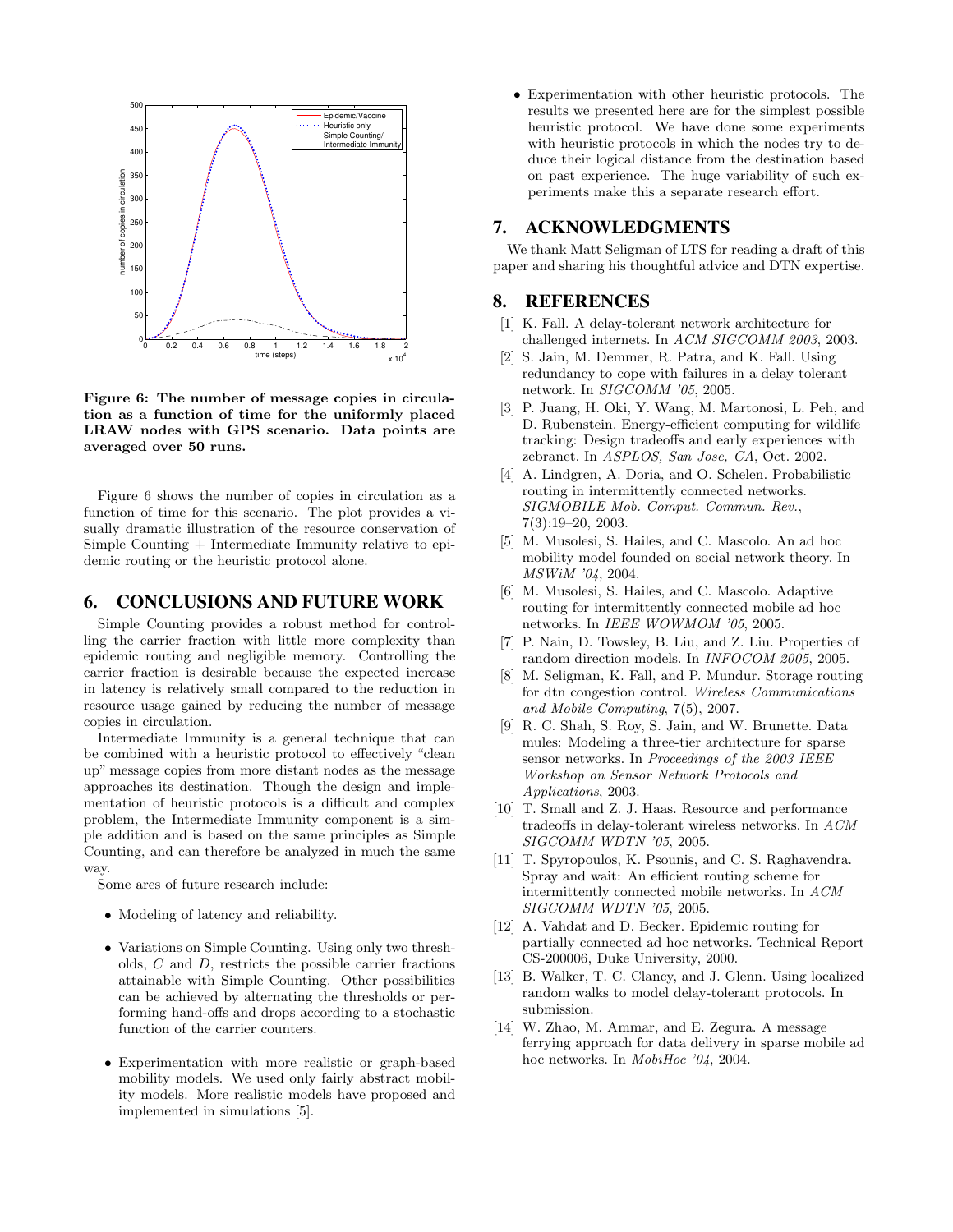500

450

400

350

300

250

200

150

100

50

0

number of copies in circulation

0 0.2 0.4 0.6 0.8 1 1.2 1.4 1.6 1.8 2

time (steps)

x 10^4

Epidemic/Vaccine

Heuristic only

Simple Counting/
Intermediate Immunity

**Figure 6: The number of message copies in circulation as a function of time for the uniformly placed LRAW nodes with GPS scenario. Data points are averaged over 50 runs.**

Figure 6 shows the number of copies in circulation as a function of time for this scenario. The plot provides a visually dramatic illustration of the resource conservation of Simple Counting + Intermediate Immunity relative to epidemic routing or the heuristic protocol alone.

## 6. CONCLUSIONS AND FUTURE WORK

Simple Counting provides a robust method for controlling the carrier fraction with little more complexity than epidemic routing and negligible memory. Controlling the carrier fraction is desirable because the expected increase in latency is relatively small compared to the reduction in resource usage gained by reducing the number of message copies in circulation.

Intermediate Immunity is a general technique that can be combined with a heuristic protocol to effectively "clean up" message copies from more distant nodes as the message approaches its destination. Though the design and implementation of heuristic protocols is a difficult and complex problem, the Intermediate Immunity component is a simple addition and is based on the same principles as Simple Counting, and can therefore be analyzed in much the same way.

Some ares of future research include:

- Modeling of latency and reliability.
- Variations on Simple Counting. Using only two thresholds, $C$ and $D$, restricts the possible carrier fractions attainable with Simple Counting. Other possibilities can be achieved by alternating the thresholds or performing hand-offs and drops according to a stochastic function of the carrier counters.
- Experimentation with more realistic or graph-based mobility models. We used only fairly abstract mobility models. More realistic models have proposed and implemented in simulations [5].
- Experimentation with other heuristic protocols. The results we presented here are for the simplest possible heuristic protocol. We have done some experiments with heuristic protocols in which the nodes try to deduce their logical distance from the destination based on past experience. The huge variability of such experiments make this a separate research effort.

## 7. ACKNOWLEDGMENTS

We thank Matt Seligman of LTS for reading a draft of this paper and sharing his thoughtful advice and DTN expertise.

## 8. REFERENCES

[1] K. Fall. A delay-tolerant network architecture for challenged internets. In *ACM SIGCOMM 2003*, 2003.

[2] S. Jain, M. Demmer, R. Patra, and K. Fall. Using redundancy to cope with failures in a delay tolerant network. In *SIGCOMM '05*, 2005.

[3] P. Juang, H. Oki, Y. Wang, M. Martonosi, L. Peh, and D. Rubenstein. Energy-efficient computing for wildlife tracking: Design tradeoffs and early experiences with zebranet. In *ASPLOS, San Jose, CA*, Oct. 2002.

[4] A. Lindgren, A. Doria, and O. Schelen. Probabilistic routing in intermittently connected networks. *SIGMOBILE Mob. Comput. Commun. Rev.*, 7(3):19–20, 2003.

[5] M. Musolesi, S. Hailes, and C. Mascolo. An ad hoc mobility model founded on social network theory. In *MSWiM '04*, 2004.

[6] M. Musolesi, S. Hailes, and C. Mascolo. Adaptive routing for intermittently connected mobile ad hoc networks. In *IEEE WOWMOM '05*, 2005.

[7] P. Nain, D. Towsley, B. Liu, and Z. Liu. Properties of random direction models. In *INFOCOM 2005*, 2005.

[8] M. Seligman, K. Fall, and P. Mundur. Storage routing for dtn congestion control. *Wireless Communications and Mobile Computing*, 7(5), 2007.

[9] R. C. Shah, S. Roy, S. Jain, and W. Brunette. Data mules: Modeling a three-tier architecture for sparse sensor networks. In *Proceedings of the 2003 IEEE Workshop on Sensor Network Protocols and Applications*, 2003.

[10] T. Small and Z. J. Haas. Resource and performance tradeoffs in delay-tolerant wireless networks. In *ACM SIGCOMM WDTN '05*, 2005.

[11] T. Spyropoulos, K. Psounis, and C. S. Raghavendra. Spray and wait: An efficient routing scheme for intermittently connected mobile networks. In *ACM SIGCOMM WDTN '05*, 2005.

[12] A. Vahdat and D. Becker. Epidemic routing for partially connected ad hoc networks. Technical Report CS-200006, Duke University, 2000.

[13] B. Walker, T. C. Clancy, and J. Glenn. Using localized random walks to model delay-tolerant protocols. In submission.

[14] W. Zhao, M. Ammar, and E. Zegura. A message ferrying approach for data delivery in sparse mobile ad hoc networks. In *MobiHoc '04*, 2004.